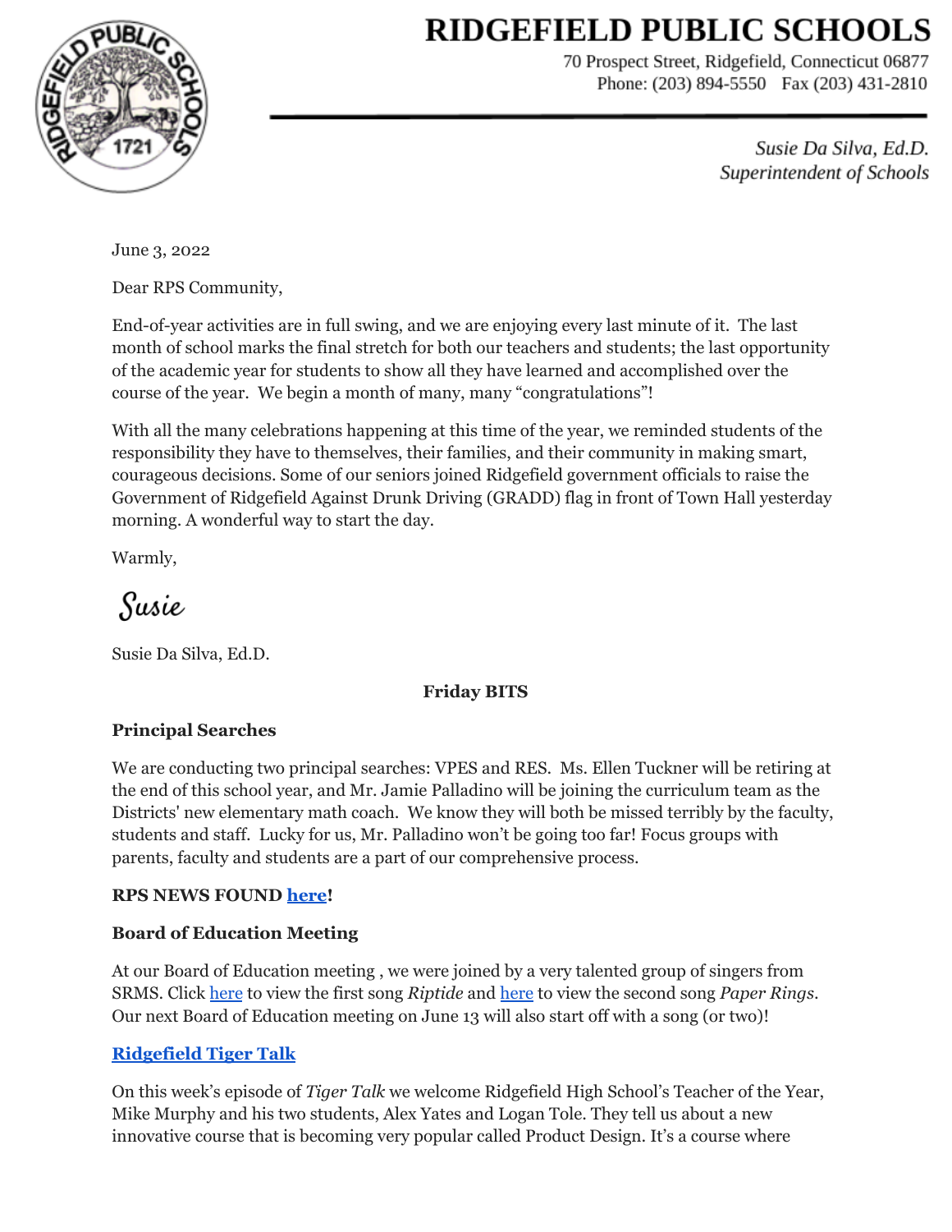# RIDGEFIELD PUBLIC SCHOOLS

70 Prospect Street, Ridgefield, Connecticut 06877
Phone: (203) 894-5550 Fax (203) 431-2810

*Susie Da Silva, Ed.D.*
*Superintendent of Schools*

June 3, 2022

Dear RPS Community,

End-of-year activities are in full swing, and we are enjoying every last minute of it. The last month of school marks the final stretch for both our teachers and students; the last opportunity of the academic year for students to show all they have learned and accomplished over the course of the year. We begin a month of many, many "congratulations"!

With all the many celebrations happening at this time of the year, we reminded students of the responsibility they have to themselves, their families, and their community in making smart, courageous decisions. Some of our seniors joined Ridgefield government officials to raise the Government of Ridgefield Against Drunk Driving (GRADD) flag in front of Town Hall yesterday morning. A wonderful way to start the day.

Warmly,

Susie

Susie Da Silva, Ed.D.

## Friday BITS

### Principal Searches

We are conducting two principal searches: VPES and RES. Ms. Ellen Tuckner will be retiring at the end of this school year, and Mr. Jamie Palladino will be joining the curriculum team as the Districts' new elementary math coach. We know they will both be missed terribly by the faculty, students and staff. Lucky for us, Mr. Palladino won't be going too far! Focus groups with parents, faculty and students are a part of our comprehensive process.

**RPS NEWS FOUND here!**

### Board of Education Meeting

At our Board of Education meeting , we were joined by a very talented group of singers from SRMS. Click here to view the first song *Riptide* and here to view the second song *Paper Rings*. Our next Board of Education meeting on June 13 will also start off with a song (or two)!

### Ridgefield Tiger Talk

On this week's episode of *Tiger Talk* we welcome Ridgefield High School's Teacher of the Year, Mike Murphy and his two students, Alex Yates and Logan Tole. They tell us about a new innovative course that is becoming very popular called Product Design. It's a course where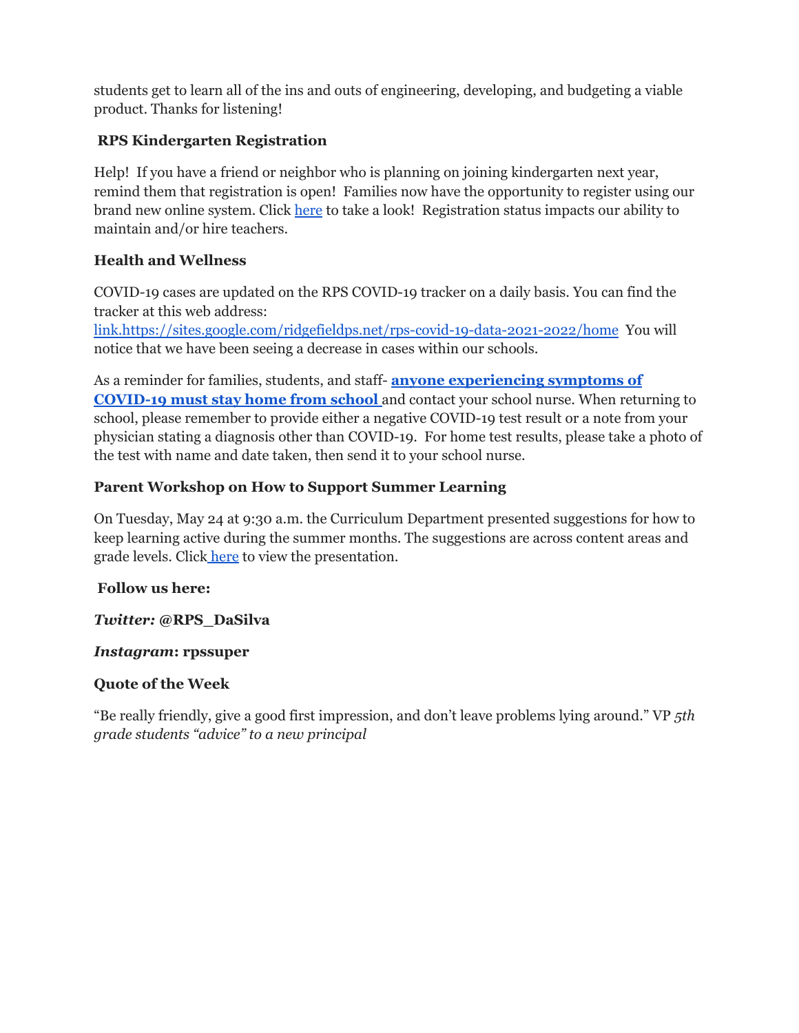students get to learn all of the ins and outs of engineering, developing, and budgeting a viable product. Thanks for listening!

**RPS Kindergarten Registration**

Help! If you have a friend or neighbor who is planning on joining kindergarten next year, remind them that registration is open! Families now have the opportunity to register using our brand new online system. Click here to take a look! Registration status impacts our ability to maintain and/or hire teachers.

**Health and Wellness**

COVID-19 cases are updated on the RPS COVID-19 tracker on a daily basis. You can find the tracker at this web address: link.https://sites.google.com/ridgefieldps.net/rps-covid-19-data-2021-2022/home You will notice that we have been seeing a decrease in cases within our schools.

As a reminder for families, students, and staff- **anyone experiencing symptoms of COVID-19 must stay home from school** and contact your school nurse. When returning to school, please remember to provide either a negative COVID-19 test result or a note from your physician stating a diagnosis other than COVID-19. For home test results, please take a photo of the test with name and date taken, then send it to your school nurse.

**Parent Workshop on How to Support Summer Learning**

On Tuesday, May 24 at 9:30 a.m. the Curriculum Department presented suggestions for how to keep learning active during the summer months. The suggestions are across content areas and grade levels. Click here to view the presentation.

**Follow us here:**

***Twitter:* @RPS_DaSilva**

***Instagram*: rpssuper**

**Quote of the Week**

"Be really friendly, give a good first impression, and don't leave problems lying around." VP *5th grade students "advice" to a new principal*